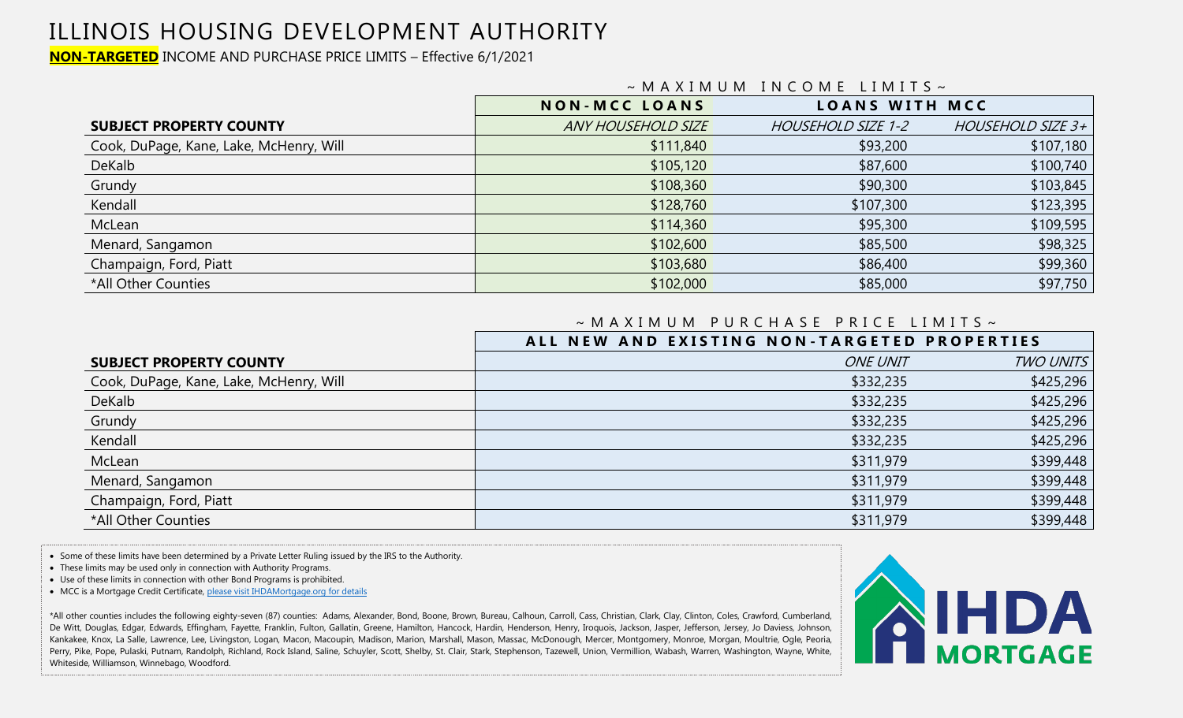# ILLINOIS HOUSING DEVELOPMENT AUTHORITY

**NON-TARGETED** INCOME AND PURCHASE PRICE LIMITS – Effective 6/1/2021

~ MAXIMUM INCOME LIMITS ~

| | NON-MCC LOANS | LOANS WITH MCC | |
|---|---|---|---|
| **SUBJECT PROPERTY COUNTY** | *ANY HOUSEHOLD SIZE* | *HOUSEHOLD SIZE 1-2* | *HOUSEHOLD SIZE 3+* |
| Cook, DuPage, Kane, Lake, McHenry, Will | $111,840 | $93,200 | $107,180 |
| DeKalb | $105,120 | $87,600 | $100,740 |
| Grundy | $108,360 | $90,300 | $103,845 |
| Kendall | $128,760 | $107,300 | $123,395 |
| McLean | $114,360 | $95,300 | $109,595 |
| Menard, Sangamon | $102,600 | $85,500 | $98,325 |
| Champaign, Ford, Piatt | $103,680 | $86,400 | $99,360 |
| *All Other Counties | $102,000 | $85,000 | $97,750 |

~ MAXIMUM PURCHASE PRICE LIMITS ~

| | ALL NEW AND EXISTING NON-TARGETED PROPERTIES | |
|---|---|---|
| **SUBJECT PROPERTY COUNTY** | *ONE UNIT* | *TWO UNITS* |
| Cook, DuPage, Kane, Lake, McHenry, Will | $332,235 | $425,296 |
| DeKalb | $332,235 | $425,296 |
| Grundy | $332,235 | $425,296 |
| Kendall | $332,235 | $425,296 |
| McLean | $311,979 | $399,448 |
| Menard, Sangamon | $311,979 | $399,448 |
| Champaign, Ford, Piatt | $311,979 | $399,448 |
| *All Other Counties | $311,979 | $399,448 |

- Some of these limits have been determined by a Private Letter Ruling issued by the IRS to the Authority.
- These limits may be used only in connection with Authority Programs.
- Use of these limits in connection with other Bond Programs is prohibited.
- MCC is a Mortgage Credit Certificate, please visit IHDAMortgage.org for details

*All other counties includes the following eighty-seven (87) counties: Adams, Alexander, Bond, Boone, Brown, Bureau, Calhoun, Carroll, Cass, Christian, Clark, Clay, Clinton, Coles, Crawford, Cumberland, De Witt, Douglas, Edgar, Edwards, Effingham, Fayette, Franklin, Fulton, Gallatin, Greene, Hamilton, Hancock, Hardin, Henderson, Henry, Iroquois, Jackson, Jasper, Jefferson, Jersey, Jo Daviess, Johnson, Kankakee, Knox, La Salle, Lawrence, Lee, Livingston, Logan, Macon, Macoupin, Madison, Marion, Marshall, Mason, Massac, McDonough, Mercer, Montgomery, Monroe, Morgan, Moultrie, Ogle, Peoria, Perry, Pike, Pope, Pulaski, Putnam, Randolph, Richland, Rock Island, Saline, Schuyler, Scott, Shelby, St. Clair, Stark, Stephenson, Tazewell, Union, Vermillion, Wabash, Warren, Washington, Wayne, White, Whiteside, Williamson, Winnebago, Woodford.

IHDA MORTGAGE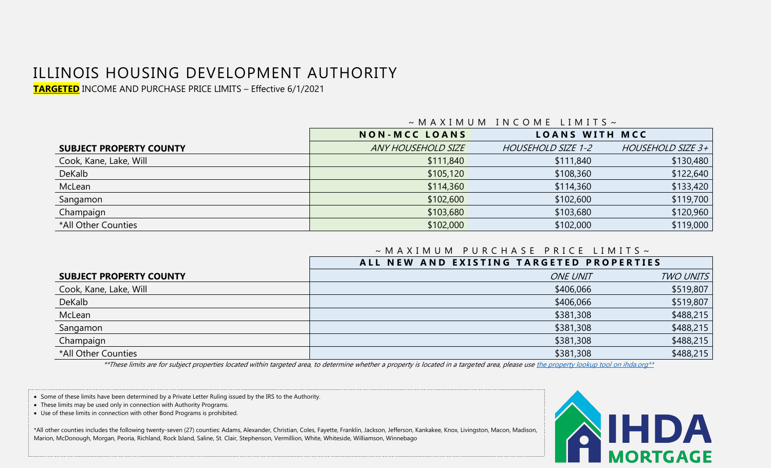# ILLINOIS HOUSING DEVELOPMENT AUTHORITY

**TARGETED** INCOME AND PURCHASE PRICE LIMITS – Effective 6/1/2021

~ MAXIMUM INCOME LIMITS ~

| | NON-MCC LOANS | LOANS WITH MCC | |
|---|---|---|---|
| **SUBJECT PROPERTY COUNTY** | *ANY HOUSEHOLD SIZE* | *HOUSEHOLD SIZE 1-2* | *HOUSEHOLD SIZE 3+* |
| Cook, Kane, Lake, Will | $111,840 | $111,840 | $130,480 |
| DeKalb | $105,120 | $108,360 | $122,640 |
| McLean | $114,360 | $114,360 | $133,420 |
| Sangamon | $102,600 | $102,600 | $119,700 |
| Champaign | $103,680 | $103,680 | $120,960 |
| *All Other Counties | $102,000 | $102,000 | $119,000 |

~ MAXIMUM PURCHASE PRICE LIMITS ~

| | ALL NEW AND EXISTING TARGETED PROPERTIES | |
|---|---|---|
| **SUBJECT PROPERTY COUNTY** | *ONE UNIT* | *TWO UNITS* |
| Cook, Kane, Lake, Will | $406,066 | $519,807 |
| DeKalb | $406,066 | $519,807 |
| McLean | $381,308 | $488,215 |
| Sangamon | $381,308 | $488,215 |
| Champaign | $381,308 | $488,215 |
| *All Other Counties | $381,308 | $488,215 |

*\*\*These limits are for subject properties located within targeted area, to determine whether a property is located in a targeted area, please use the property lookup tool on ihda.org\*\**

- Some of these limits have been determined by a Private Letter Ruling issued by the IRS to the Authority.
- These limits may be used only in connection with Authority Programs.
- Use of these limits in connection with other Bond Programs is prohibited.

*All other counties includes the following twenty-seven (27) counties: Adams, Alexander, Christian, Coles, Fayette, Franklin, Jackson, Jefferson, Kankakee, Knox, Livingston, Macon, Madison, Marion, McDonough, Morgan, Peoria, Richland, Rock Island, Saline, St. Clair, Stephenson, Vermillion, White, Whiteside, Williamson, Winnebago

IHDA MORTGAGE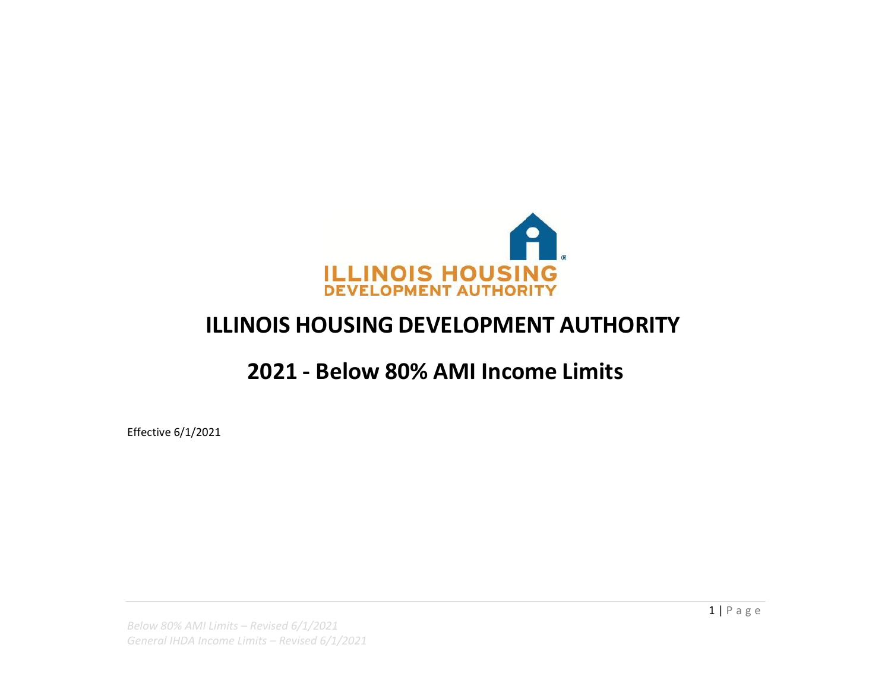# ILLINOIS HOUSING DEVELOPMENT AUTHORITY

## 2021 - Below 80% AMI Income Limits

Effective 6/1/2021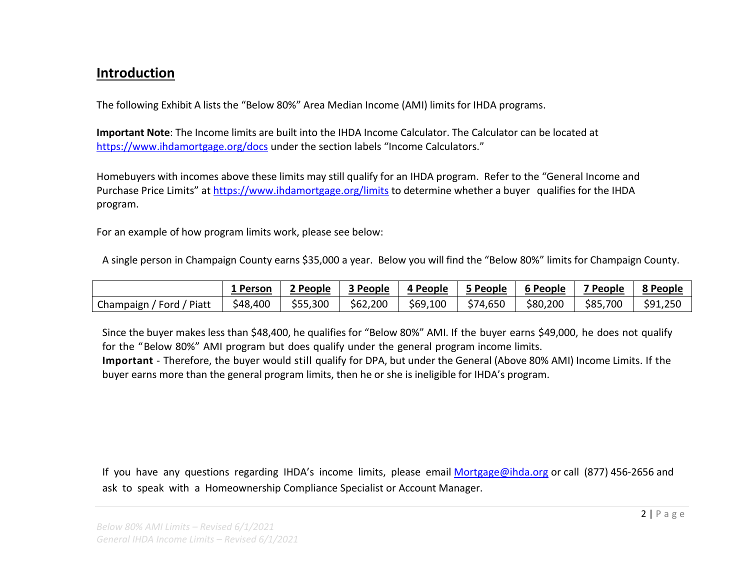## Introduction

The following Exhibit A lists the "Below 80%" Area Median Income (AMI) limits for IHDA programs.

**Important Note**: The Income limits are built into the IHDA Income Calculator. The Calculator can be located at [https://www.ihdamortgage.org/docs](https://www.ihdamortgage.org/docs) under the section labels "Income Calculators."

Homebuyers with incomes above these limits may still qualify for an IHDA program. Refer to the "General Income and Purchase Price Limits" at [https://www.ihdamortgage.org/limits](https://www.ihdamortgage.org/limits) to determine whether a buyer qualifies for the IHDA program.

For an example of how program limits work, please see below:

A single person in Champaign County earns $35,000 a year. Below you will find the "Below 80%" limits for Champaign County.

| | 1 Person | 2 People | 3 People | 4 People | 5 People | 6 People | 7 People | 8 People |
|---|---|---|---|---|---|---|---|---|
| Champaign / Ford / Piatt | $48,400 | $55,300 | $62,200 | $69,100 | $74,650 | $80,200 | $85,700 | $91,250 |

Since the buyer makes less than $48,400, he qualifies for "Below 80%" AMI. If the buyer earns $49,000, he does not qualify for the "Below 80%" AMI program but does qualify under the general program income limits.

**Important** - Therefore, the buyer would still qualify for DPA, but under the General (Above 80% AMI) Income Limits. If the buyer earns more than the general program limits, then he or she is ineligible for IHDA's program.

If you have any questions regarding IHDA's income limits, please email [Mortgage@ihda.org](mailto:Mortgage@ihda.org) or call (877) 456-2656 and ask to speak with a Homeownership Compliance Specialist or Account Manager.

*Below 80% AMI Limits – Revised 6/1/2021*
*General IHDA Income Limits – Revised 6/1/2021*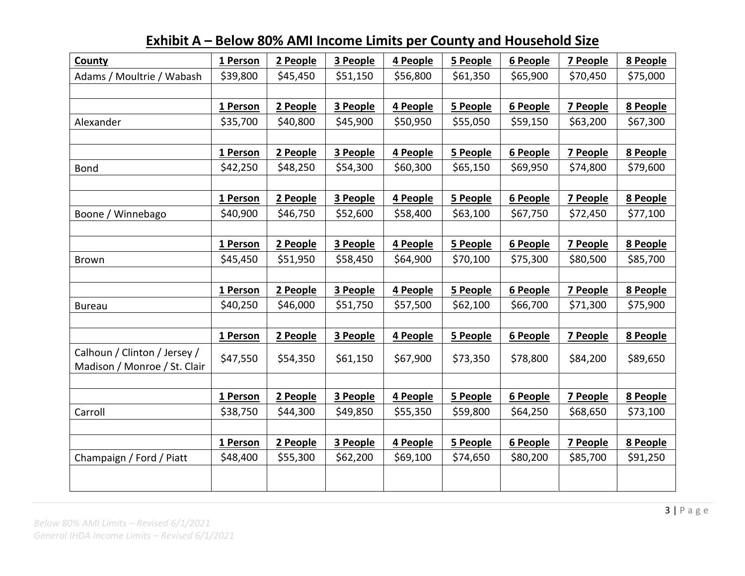## Exhibit A – Below 80% AMI Income Limits per County and Household Size

| County | 1 Person | 2 People | 3 People | 4 People | 5 People | 6 People | 7 People | 8 People |
|---|---|---|---|---|---|---|---|---|
| Adams / Moultrie / Wabash | $39,800 | $45,450 | $51,150 | $56,800 | $61,350 | $65,900 | $70,450 | $75,000 |
| | | | | | | | | |
| | 1 Person | 2 People | 3 People | 4 People | 5 People | 6 People | 7 People | 8 People |
| Alexander | $35,700 | $40,800 | $45,900 | $50,950 | $55,050 | $59,150 | $63,200 | $67,300 |
| | | | | | | | | |
| | 1 Person | 2 People | 3 People | 4 People | 5 People | 6 People | 7 People | 8 People |
| Bond | $42,250 | $48,250 | $54,300 | $60,300 | $65,150 | $69,950 | $74,800 | $79,600 |
| | | | | | | | | |
| | 1 Person | 2 People | 3 People | 4 People | 5 People | 6 People | 7 People | 8 People |
| Boone / Winnebago | $40,900 | $46,750 | $52,600 | $58,400 | $63,100 | $67,750 | $72,450 | $77,100 |
| | | | | | | | | |
| | 1 Person | 2 People | 3 People | 4 People | 5 People | 6 People | 7 People | 8 People |
| Brown | $45,450 | $51,950 | $58,450 | $64,900 | $70,100 | $75,300 | $80,500 | $85,700 |
| | | | | | | | | |
| | 1 Person | 2 People | 3 People | 4 People | 5 People | 6 People | 7 People | 8 People |
| Bureau | $40,250 | $46,000 | $51,750 | $57,500 | $62,100 | $66,700 | $71,300 | $75,900 |
| | | | | | | | | |
| | 1 Person | 2 People | 3 People | 4 People | 5 People | 6 People | 7 People | 8 People |
| Calhoun / Clinton / Jersey / Madison / Monroe / St. Clair | $47,550 | $54,350 | $61,150 | $67,900 | $73,350 | $78,800 | $84,200 | $89,650 |
| | | | | | | | | |
| | 1 Person | 2 People | 3 People | 4 People | 5 People | 6 People | 7 People | 8 People |
| Carroll | $38,750 | $44,300 | $49,850 | $55,350 | $59,800 | $64,250 | $68,650 | $73,100 |
| | | | | | | | | |
| | 1 Person | 2 People | 3 People | 4 People | 5 People | 6 People | 7 People | 8 People |
| Champaign / Ford / Piatt | $48,400 | $55,300 | $62,200 | $69,100 | $74,650 | $80,200 | $85,700 | $91,250 |
| | | | | | | | | |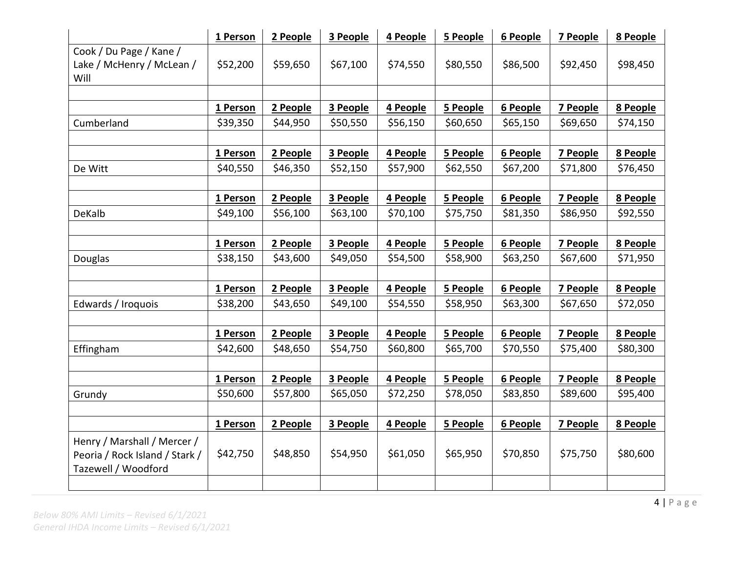| | 1 Person | 2 People | 3 People | 4 People | 5 People | 6 People | 7 People | 8 People |
|---|---|---|---|---|---|---|---|---|
| Cook / Du Page / Kane / Lake / McHenry / McLean / Will | $52,200 | $59,650 | $67,100 | $74,550 | $80,550 | $86,500 | $92,450 | $98,450 |
| | | | | | | | | |
| | 1 Person | 2 People | 3 People | 4 People | 5 People | 6 People | 7 People | 8 People |
| Cumberland | $39,350 | $44,950 | $50,550 | $56,150 | $60,650 | $65,150 | $69,650 | $74,150 |
| | | | | | | | | |
| | 1 Person | 2 People | 3 People | 4 People | 5 People | 6 People | 7 People | 8 People |
| De Witt | $40,550 | $46,350 | $52,150 | $57,900 | $62,550 | $67,200 | $71,800 | $76,450 |
| | | | | | | | | |
| | 1 Person | 2 People | 3 People | 4 People | 5 People | 6 People | 7 People | 8 People |
| DeKalb | $49,100 | $56,100 | $63,100 | $70,100 | $75,750 | $81,350 | $86,950 | $92,550 |
| | | | | | | | | |
| | 1 Person | 2 People | 3 People | 4 People | 5 People | 6 People | 7 People | 8 People |
| Douglas | $38,150 | $43,600 | $49,050 | $54,500 | $58,900 | $63,250 | $67,600 | $71,950 |
| | | | | | | | | |
| | 1 Person | 2 People | 3 People | 4 People | 5 People | 6 People | 7 People | 8 People |
| Edwards / Iroquois | $38,200 | $43,650 | $49,100 | $54,550 | $58,950 | $63,300 | $67,650 | $72,050 |
| | | | | | | | | |
| | 1 Person | 2 People | 3 People | 4 People | 5 People | 6 People | 7 People | 8 People |
| Effingham | $42,600 | $48,650 | $54,750 | $60,800 | $65,700 | $70,550 | $75,400 | $80,300 |
| | | | | | | | | |
| | 1 Person | 2 People | 3 People | 4 People | 5 People | 6 People | 7 People | 8 People |
| Grundy | $50,600 | $57,800 | $65,050 | $72,250 | $78,050 | $83,850 | $89,600 | $95,400 |
| | | | | | | | | |
| | 1 Person | 2 People | 3 People | 4 People | 5 People | 6 People | 7 People | 8 People |
| Henry / Marshall / Mercer / Peoria / Rock Island / Stark / Tazewell / Woodford | $42,750 | $48,850 | $54,950 | $61,050 | $65,950 | $70,850 | $75,750 | $80,600 |
| | | | | | | | | |

*Below 80% AMI Limits – Revised 6/1/2021*
*General IHDA Income Limits – Revised 6/1/2021*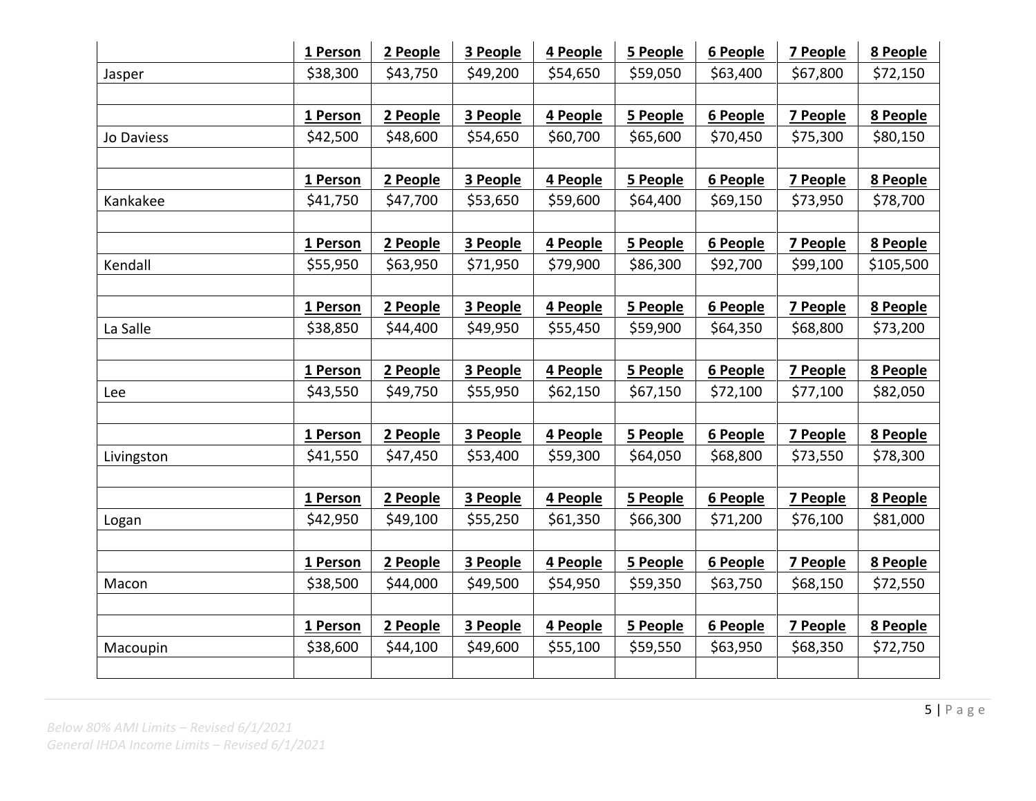| | 1 Person | 2 People | 3 People | 4 People | 5 People | 6 People | 7 People | 8 People |
|---|---|---|---|---|---|---|---|---|
| Jasper | $38,300 | $43,750 | $49,200 | $54,650 | $59,050 | $63,400 | $67,800 | $72,150 |
| | | | | | | | | |
| | **1 Person** | **2 People** | **3 People** | **4 People** | **5 People** | **6 People** | **7 People** | **8 People** |
| Jo Daviess | $42,500 | $48,600 | $54,650 | $60,700 | $65,600 | $70,450 | $75,300 | $80,150 |
| | | | | | | | | |
| | **1 Person** | **2 People** | **3 People** | **4 People** | **5 People** | **6 People** | **7 People** | **8 People** |
| Kankakee | $41,750 | $47,700 | $53,650 | $59,600 | $64,400 | $69,150 | $73,950 | $78,700 |
| | | | | | | | | |
| | **1 Person** | **2 People** | **3 People** | **4 People** | **5 People** | **6 People** | **7 People** | **8 People** |
| Kendall | $55,950 | $63,950 | $71,950 | $79,900 | $86,300 | $92,700 | $99,100 | $105,500 |
| | | | | | | | | |
| | **1 Person** | **2 People** | **3 People** | **4 People** | **5 People** | **6 People** | **7 People** | **8 People** |
| La Salle | $38,850 | $44,400 | $49,950 | $55,450 | $59,900 | $64,350 | $68,800 | $73,200 |
| | | | | | | | | |
| | **1 Person** | **2 People** | **3 People** | **4 People** | **5 People** | **6 People** | **7 People** | **8 People** |
| Lee | $43,550 | $49,750 | $55,950 | $62,150 | $67,150 | $72,100 | $77,100 | $82,050 |
| | | | | | | | | |
| | **1 Person** | **2 People** | **3 People** | **4 People** | **5 People** | **6 People** | **7 People** | **8 People** |
| Livingston | $41,550 | $47,450 | $53,400 | $59,300 | $64,050 | $68,800 | $73,550 | $78,300 |
| | | | | | | | | |
| | **1 Person** | **2 People** | **3 People** | **4 People** | **5 People** | **6 People** | **7 People** | **8 People** |
| Logan | $42,950 | $49,100 | $55,250 | $61,350 | $66,300 | $71,200 | $76,100 | $81,000 |
| | | | | | | | | |
| | **1 Person** | **2 People** | **3 People** | **4 People** | **5 People** | **6 People** | **7 People** | **8 People** |
| Macon | $38,500 | $44,000 | $49,500 | $54,950 | $59,350 | $63,750 | $68,150 | $72,550 |
| | | | | | | | | |
| | **1 Person** | **2 People** | **3 People** | **4 People** | **5 People** | **6 People** | **7 People** | **8 People** |
| Macoupin | $38,600 | $44,100 | $49,600 | $55,100 | $59,550 | $63,950 | $68,350 | $72,750 |
| | | | | | | | | |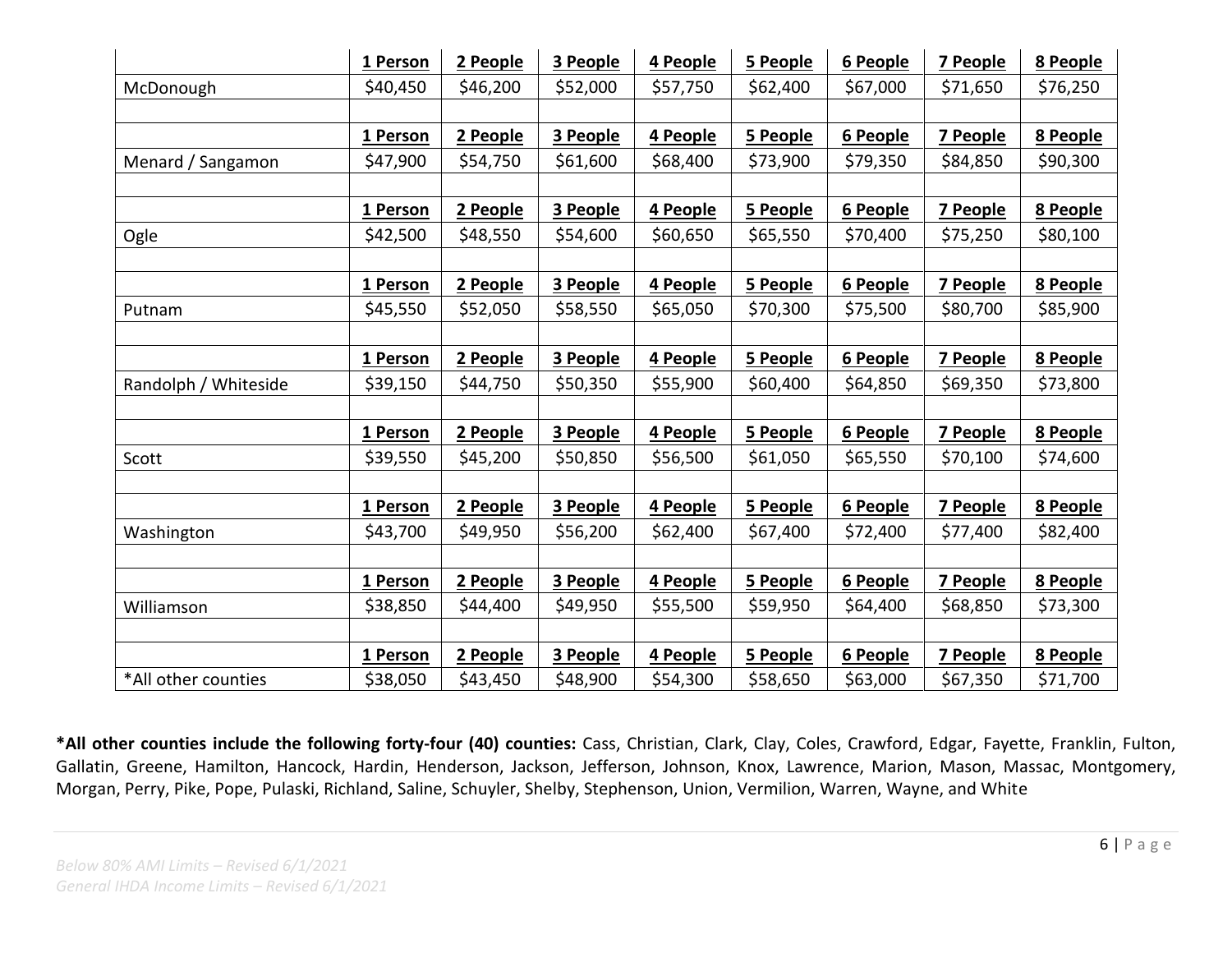| | 1 Person | 2 People | 3 People | 4 People | 5 People | 6 People | 7 People | 8 People |
|---|---|---|---|---|---|---|---|---|
| McDonough | $40,450 | $46,200 | $52,000 | $57,750 | $62,400 | $67,000 | $71,650 | $76,250 |
| | | | | | | | | |
| | 1 Person | 2 People | 3 People | 4 People | 5 People | 6 People | 7 People | 8 People |
| Menard / Sangamon | $47,900 | $54,750 | $61,600 | $68,400 | $73,900 | $79,350 | $84,850 | $90,300 |
| | | | | | | | | |
| | 1 Person | 2 People | 3 People | 4 People | 5 People | 6 People | 7 People | 8 People |
| Ogle | $42,500 | $48,550 | $54,600 | $60,650 | $65,550 | $70,400 | $75,250 | $80,100 |
| | | | | | | | | |
| | 1 Person | 2 People | 3 People | 4 People | 5 People | 6 People | 7 People | 8 People |
| Putnam | $45,550 | $52,050 | $58,550 | $65,050 | $70,300 | $75,500 | $80,700 | $85,900 |
| | | | | | | | | |
| | 1 Person | 2 People | 3 People | 4 People | 5 People | 6 People | 7 People | 8 People |
| Randolph / Whiteside | $39,150 | $44,750 | $50,350 | $55,900 | $60,400 | $64,850 | $69,350 | $73,800 |
| | | | | | | | | |
| | 1 Person | 2 People | 3 People | 4 People | 5 People | 6 People | 7 People | 8 People |
| Scott | $39,550 | $45,200 | $50,850 | $56,500 | $61,050 | $65,550 | $70,100 | $74,600 |
| | | | | | | | | |
| | 1 Person | 2 People | 3 People | 4 People | 5 People | 6 People | 7 People | 8 People |
| Washington | $43,700 | $49,950 | $56,200 | $62,400 | $67,400 | $72,400 | $77,400 | $82,400 |
| | | | | | | | | |
| | 1 Person | 2 People | 3 People | 4 People | 5 People | 6 People | 7 People | 8 People |
| Williamson | $38,850 | $44,400 | $49,950 | $55,500 | $59,950 | $64,400 | $68,850 | $73,300 |
| | | | | | | | | |
| | 1 Person | 2 People | 3 People | 4 People | 5 People | 6 People | 7 People | 8 People |
| *All other counties | $38,050 | $43,450 | $48,900 | $54,300 | $58,650 | $63,000 | $67,350 | $71,700 |

**\*All other counties include the following forty-four (40) counties:** Cass, Christian, Clark, Clay, Coles, Crawford, Edgar, Fayette, Franklin, Fulton, Gallatin, Greene, Hamilton, Hancock, Hardin, Henderson, Jackson, Jefferson, Johnson, Knox, Lawrence, Marion, Mason, Massac, Montgomery, Morgan, Perry, Pike, Pope, Pulaski, Richland, Saline, Schuyler, Shelby, Stephenson, Union, Vermilion, Warren, Wayne, and White